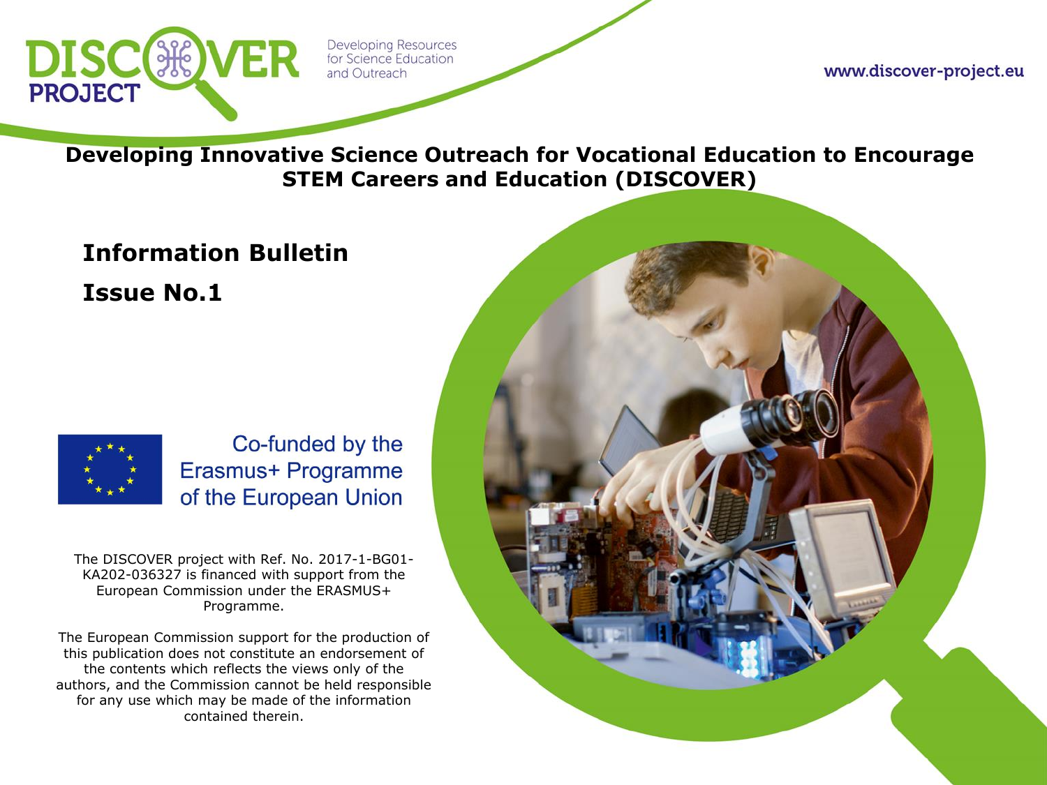DISCOVER PROJECT

Developing Resources for Science Education and Outreach

www.discover-project.eu

# Developing Innovative Science Outreach for Vocational Education to Encourage STEM Careers and Education (DISCOVER)

## Information Bulletin

## Issue No.1

Co-funded by the Erasmus+ Programme of the European Union

The DISCOVER project with Ref. No. 2017-1-BG01-KA202-036327 is financed with support from the European Commission under the ERASMUS+ Programme.

The European Commission support for the production of this publication does not constitute an endorsement of the contents which reflects the views only of the authors, and the Commission cannot be held responsible for any use which may be made of the information contained therein.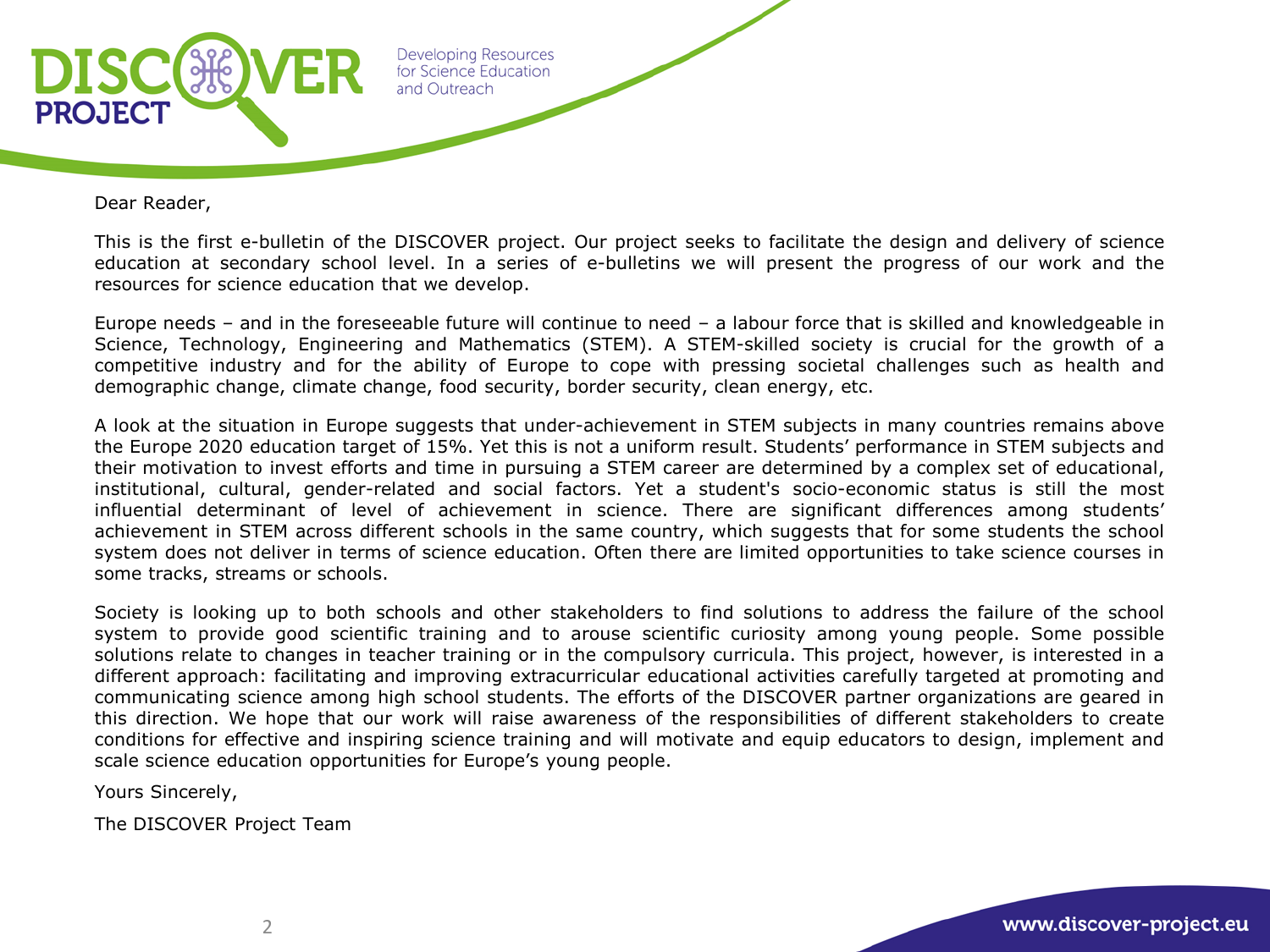Dear Reader,

This is the first e-bulletin of the DISCOVER project. Our project seeks to facilitate the design and delivery of science education at secondary school level. In a series of e-bulletins we will present the progress of our work and the resources for science education that we develop.

Europe needs – and in the foreseeable future will continue to need – a labour force that is skilled and knowledgeable in Science, Technology, Engineering and Mathematics (STEM). A STEM-skilled society is crucial for the growth of a competitive industry and for the ability of Europe to cope with pressing societal challenges such as health and demographic change, climate change, food security, border security, clean energy, etc.

A look at the situation in Europe suggests that under-achievement in STEM subjects in many countries remains above the Europe 2020 education target of 15%. Yet this is not a uniform result. Students' performance in STEM subjects and their motivation to invest efforts and time in pursuing a STEM career are determined by a complex set of educational, institutional, cultural, gender-related and social factors. Yet a student's socio-economic status is still the most influential determinant of level of achievement in science. There are significant differences among students' achievement in STEM across different schools in the same country, which suggests that for some students the school system does not deliver in terms of science education. Often there are limited opportunities to take science courses in some tracks, streams or schools.

Society is looking up to both schools and other stakeholders to find solutions to address the failure of the school system to provide good scientific training and to arouse scientific curiosity among young people. Some possible solutions relate to changes in teacher training or in the compulsory curricula. This project, however, is interested in a different approach: facilitating and improving extracurricular educational activities carefully targeted at promoting and communicating science among high school students. The efforts of the DISCOVER partner organizations are geared in this direction. We hope that our work will raise awareness of the responsibilities of different stakeholders to create conditions for effective and inspiring science training and will motivate and equip educators to design, implement and scale science education opportunities for Europe's young people.

Yours Sincerely,

The DISCOVER Project Team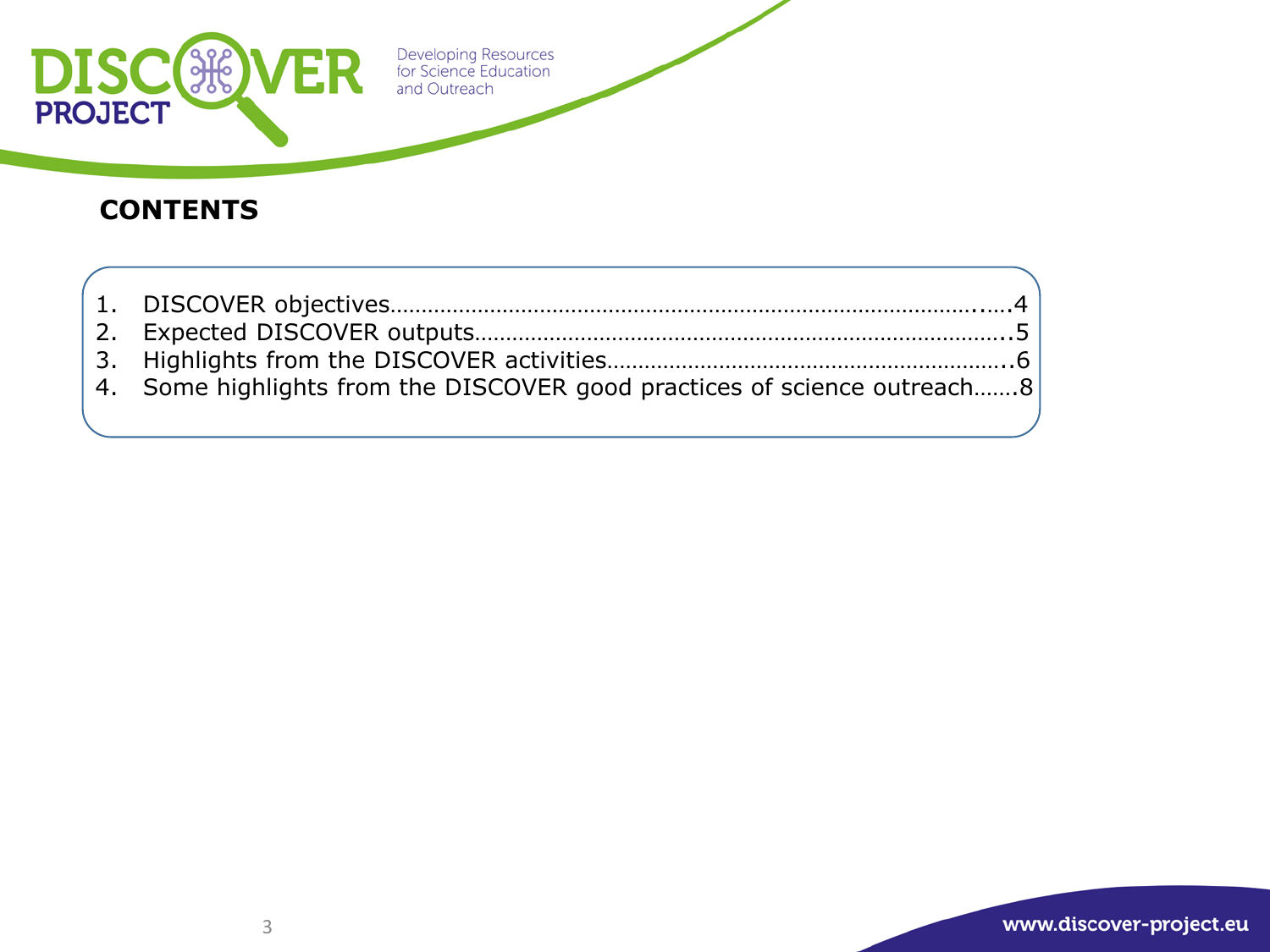## CONTENTS

1. DISCOVER objectives……………………………………………………………………………..….4
2. Expected DISCOVER outputs………………………………………………………………………..5
3. Highlights from the DISCOVER activities……………………………………………………..6
4. Some highlights from the DISCOVER good practices of science outreach…….8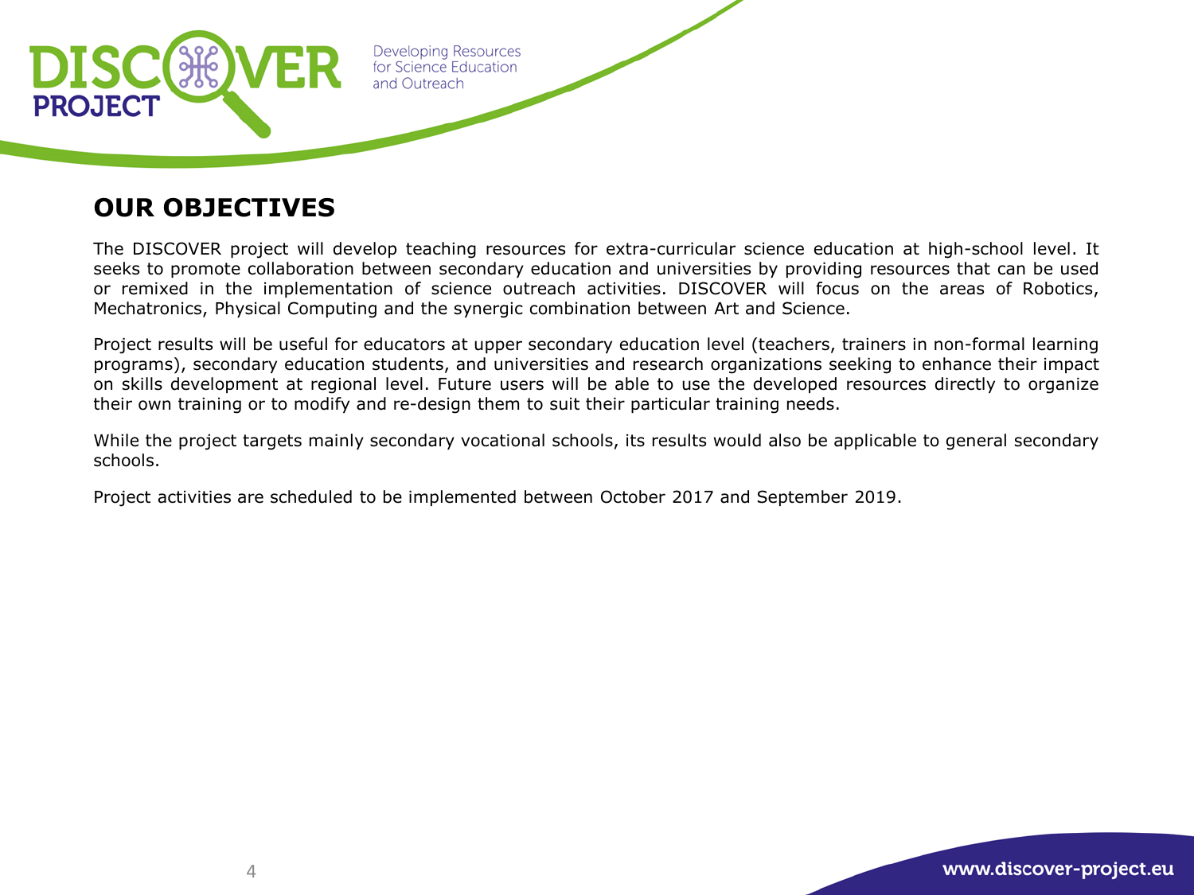## OUR OBJECTIVES

The DISCOVER project will develop teaching resources for extra-curricular science education at high-school level. It seeks to promote collaboration between secondary education and universities by providing resources that can be used or remixed in the implementation of science outreach activities. DISCOVER will focus on the areas of Robotics, Mechatronics, Physical Computing and the synergic combination between Art and Science.

Project results will be useful for educators at upper secondary education level (teachers, trainers in non-formal learning programs), secondary education students, and universities and research organizations seeking to enhance their impact on skills development at regional level. Future users will be able to use the developed resources directly to organize their own training or to modify and re-design them to suit their particular training needs.

While the project targets mainly secondary vocational schools, its results would also be applicable to general secondary schools.

Project activities are scheduled to be implemented between October 2017 and September 2019.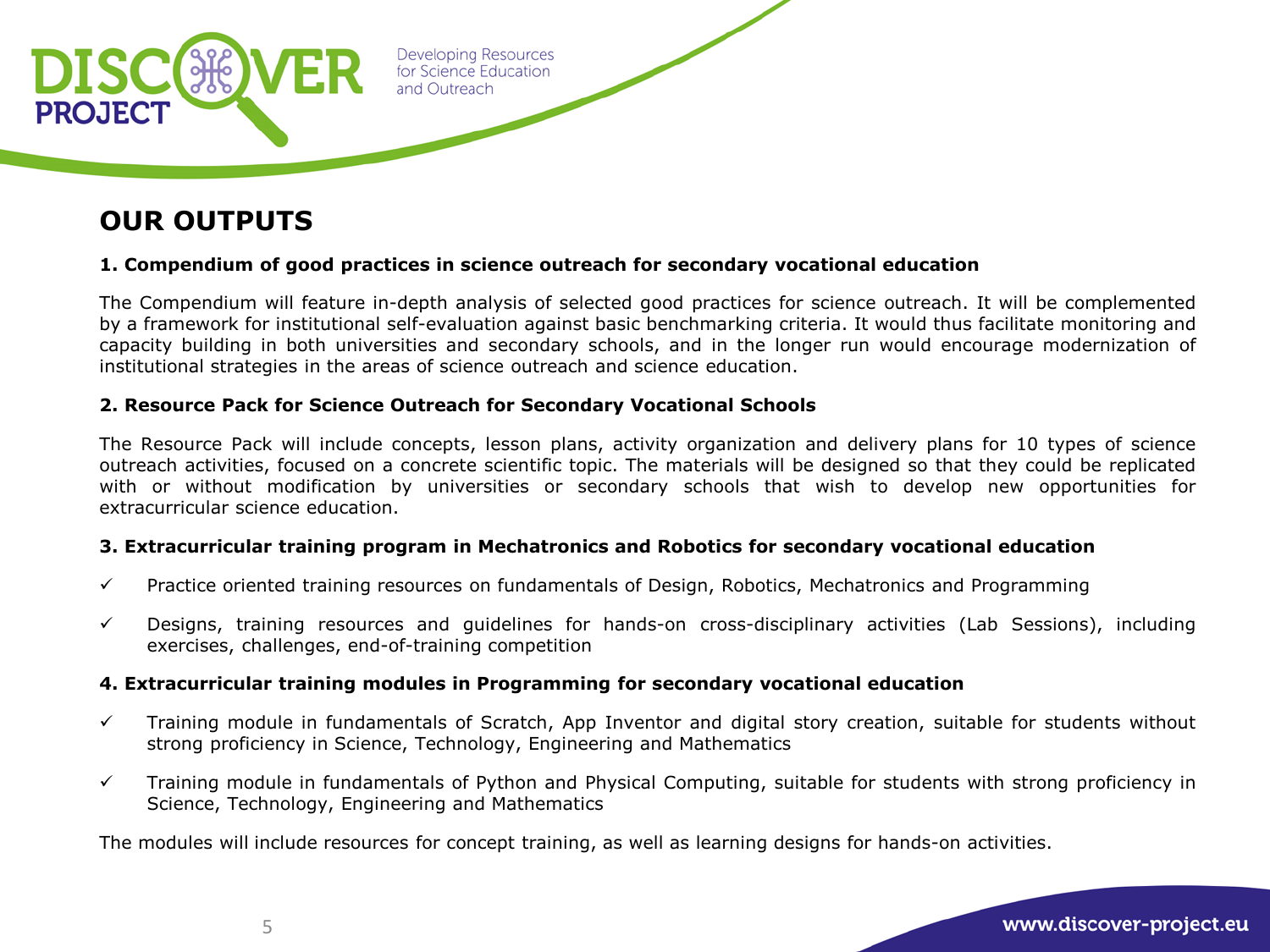# OUR OUTPUTS

**1. Compendium of good practices in science outreach for secondary vocational education**

The Compendium will feature in-depth analysis of selected good practices for science outreach. It will be complemented by a framework for institutional self-evaluation against basic benchmarking criteria. It would thus facilitate monitoring and capacity building in both universities and secondary schools, and in the longer run would encourage modernization of institutional strategies in the areas of science outreach and science education.

**2. Resource Pack for Science Outreach for Secondary Vocational Schools**

The Resource Pack will include concepts, lesson plans, activity organization and delivery plans for 10 types of science outreach activities, focused on a concrete scientific topic. The materials will be designed so that they could be replicated with or without modification by universities or secondary schools that wish to develop new opportunities for extracurricular science education.

**3. Extracurricular training program in Mechatronics and Robotics for secondary vocational education**

- ✓ Practice oriented training resources on fundamentals of Design, Robotics, Mechatronics and Programming
- ✓ Designs, training resources and guidelines for hands-on cross-disciplinary activities (Lab Sessions), including exercises, challenges, end-of-training competition

**4. Extracurricular training modules in Programming for secondary vocational education**

- ✓ Training module in fundamentals of Scratch, App Inventor and digital story creation, suitable for students without strong proficiency in Science, Technology, Engineering and Mathematics
- ✓ Training module in fundamentals of Python and Physical Computing, suitable for students with strong proficiency in Science, Technology, Engineering and Mathematics

The modules will include resources for concept training, as well as learning designs for hands-on activities.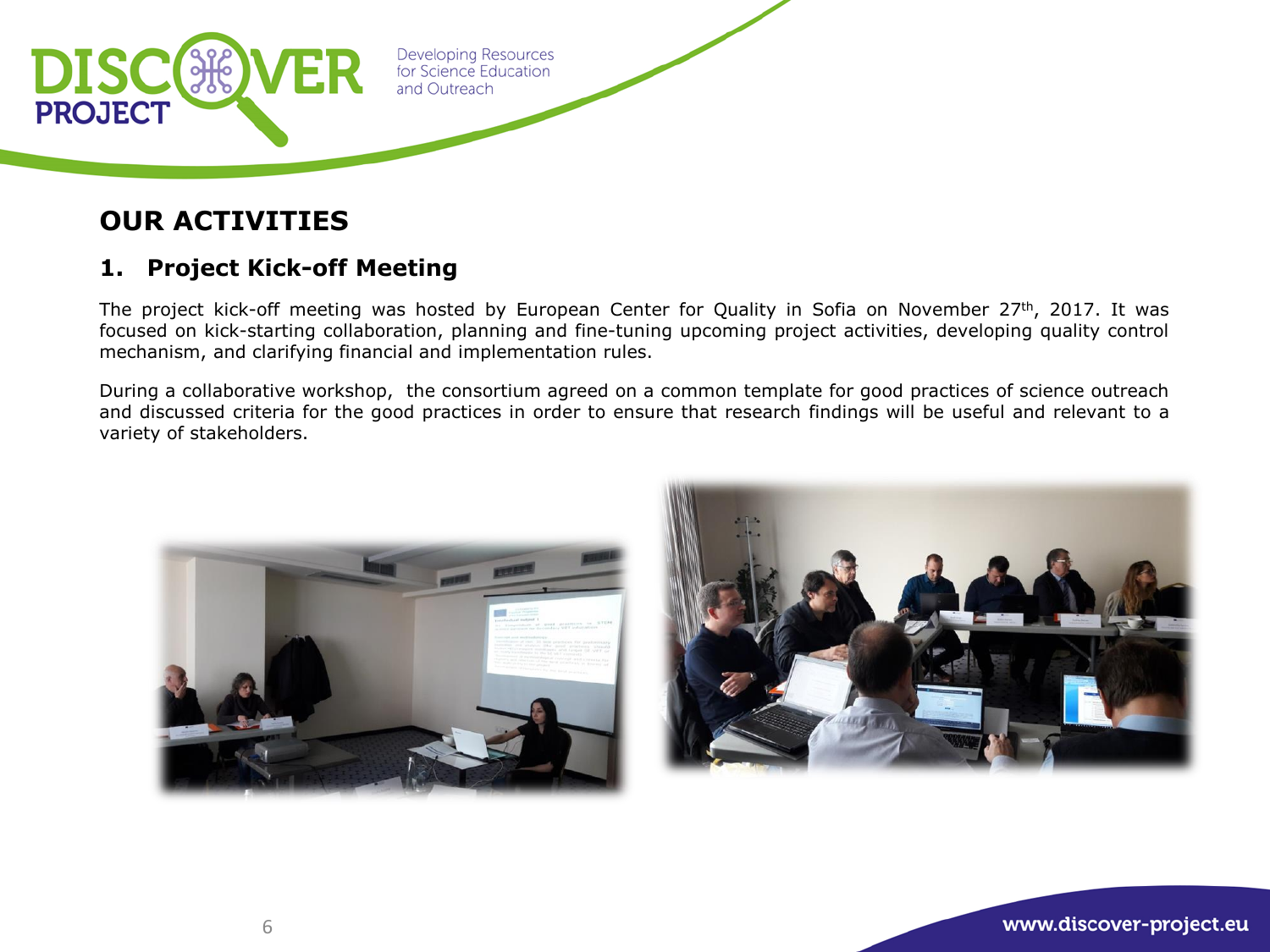## OUR ACTIVITIES

### 1. Project Kick-off Meeting

The project kick-off meeting was hosted by European Center for Quality in Sofia on November 27th, 2017. It was focused on kick-starting collaboration, planning and fine-tuning upcoming project activities, developing quality control mechanism, and clarifying financial and implementation rules.

During a collaborative workshop, the consortium agreed on a common template for good practices of science outreach and discussed criteria for the good practices in order to ensure that research findings will be useful and relevant to a variety of stakeholders.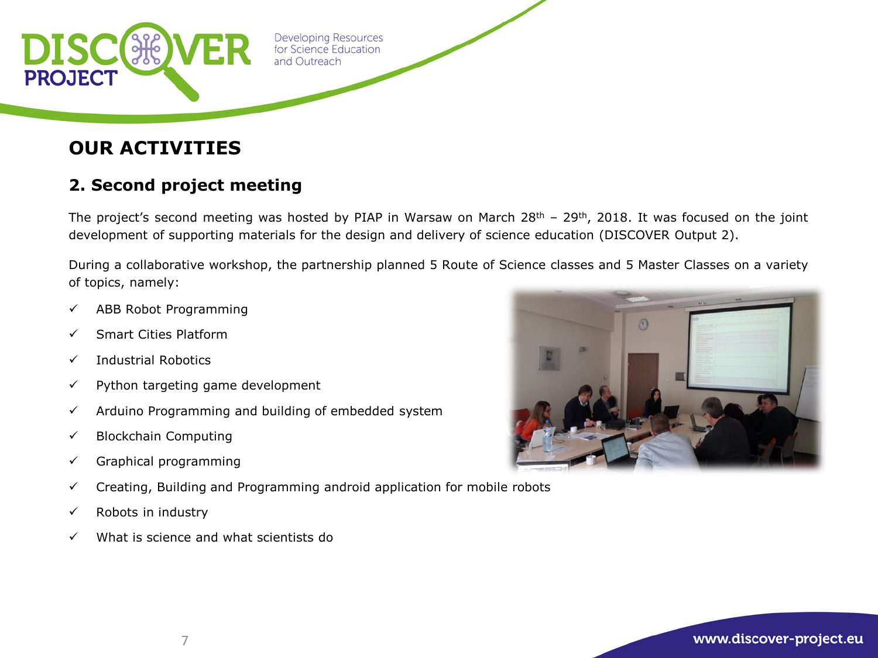# OUR ACTIVITIES

## 2. Second project meeting

The project's second meeting was hosted by PIAP in Warsaw on March 28th – 29th, 2018. It was focused on the joint development of supporting materials for the design and delivery of science education (DISCOVER Output 2).

During a collaborative workshop, the partnership planned 5 Route of Science classes and 5 Master Classes on a variety of topics, namely:

- ✓ ABB Robot Programming
- ✓ Smart Cities Platform
- ✓ Industrial Robotics
- ✓ Python targeting game development
- ✓ Arduino Programming and building of embedded system
- ✓ Blockchain Computing
- ✓ Graphical programming
- ✓ Creating, Building and Programming android application for mobile robots
- ✓ Robots in industry
- ✓ What is science and what scientists do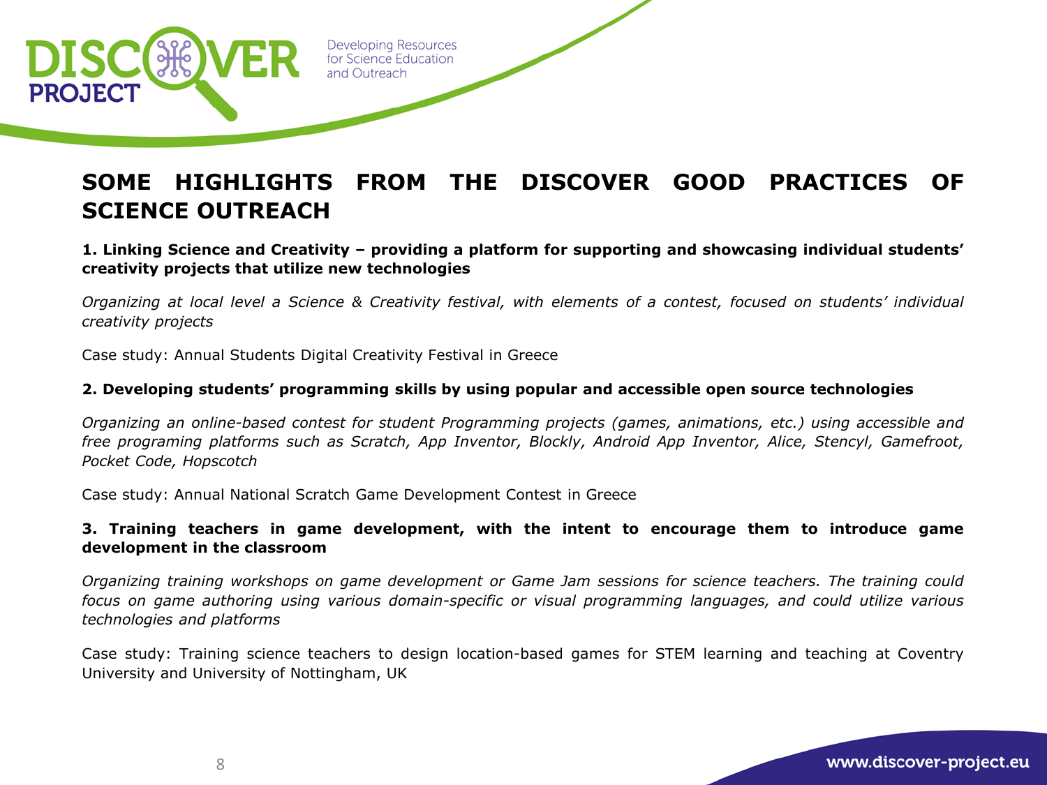# SOME HIGHLIGHTS FROM THE DISCOVER GOOD PRACTICES OF SCIENCE OUTREACH

**1. Linking Science and Creativity – providing a platform for supporting and showcasing individual students' creativity projects that utilize new technologies**

*Organizing at local level a Science & Creativity festival, with elements of a contest, focused on students' individual creativity projects*

Case study: Annual Students Digital Creativity Festival in Greece

**2. Developing students' programming skills by using popular and accessible open source technologies**

*Organizing an online-based contest for student Programming projects (games, animations, etc.) using accessible and free programing platforms such as Scratch, App Inventor, Blockly, Android App Inventor, Alice, Stencyl, Gamefroot, Pocket Code, Hopscotch*

Case study: Annual National Scratch Game Development Contest in Greece

**3. Training teachers in game development, with the intent to encourage them to introduce game development in the classroom**

*Organizing training workshops on game development or Game Jam sessions for science teachers. The training could focus on game authoring using various domain-specific or visual programming languages, and could utilize various technologies and platforms*

Case study: Training science teachers to design location-based games for STEM learning and teaching at Coventry University and University of Nottingham, UK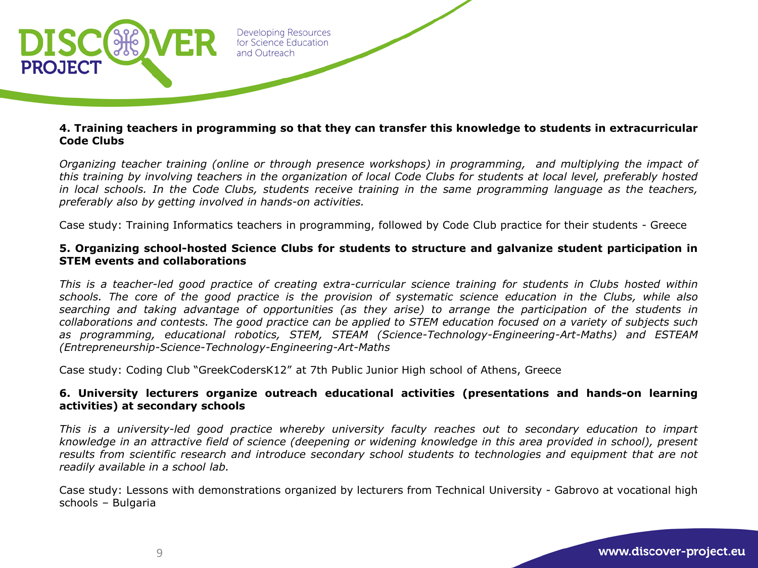**4. Training teachers in programming so that they can transfer this knowledge to students in extracurricular Code Clubs**

*Organizing teacher training (online or through presence workshops) in programming, and multiplying the impact of this training by involving teachers in the organization of local Code Clubs for students at local level, preferably hosted in local schools. In the Code Clubs, students receive training in the same programming language as the teachers, preferably also by getting involved in hands-on activities.*

Case study: Training Informatics teachers in programming, followed by Code Club practice for their students - Greece

**5. Organizing school-hosted Science Clubs for students to structure and galvanize student participation in STEM events and collaborations**

*This is a teacher-led good practice of creating extra-curricular science training for students in Clubs hosted within schools. The core of the good practice is the provision of systematic science education in the Clubs, while also searching and taking advantage of opportunities (as they arise) to arrange the participation of the students in collaborations and contests. The good practice can be applied to STEM education focused on a variety of subjects such as programming, educational robotics, STEM, STEAM (Science-Technology-Engineering-Art-Maths) and ESTEAM (Entrepreneurship-Science-Technology-Engineering-Art-Maths*

Case study: Coding Club "GreekCodersK12" at 7th Public Junior High school of Athens, Greece

**6. University lecturers organize outreach educational activities (presentations and hands-on learning activities) at secondary schools**

*This is a university-led good practice whereby university faculty reaches out to secondary education to impart knowledge in an attractive field of science (deepening or widening knowledge in this area provided in school), present results from scientific research and introduce secondary school students to technologies and equipment that are not readily available in a school lab.*

Case study: Lessons with demonstrations organized by lecturers from Technical University - Gabrovo at vocational high schools – Bulgaria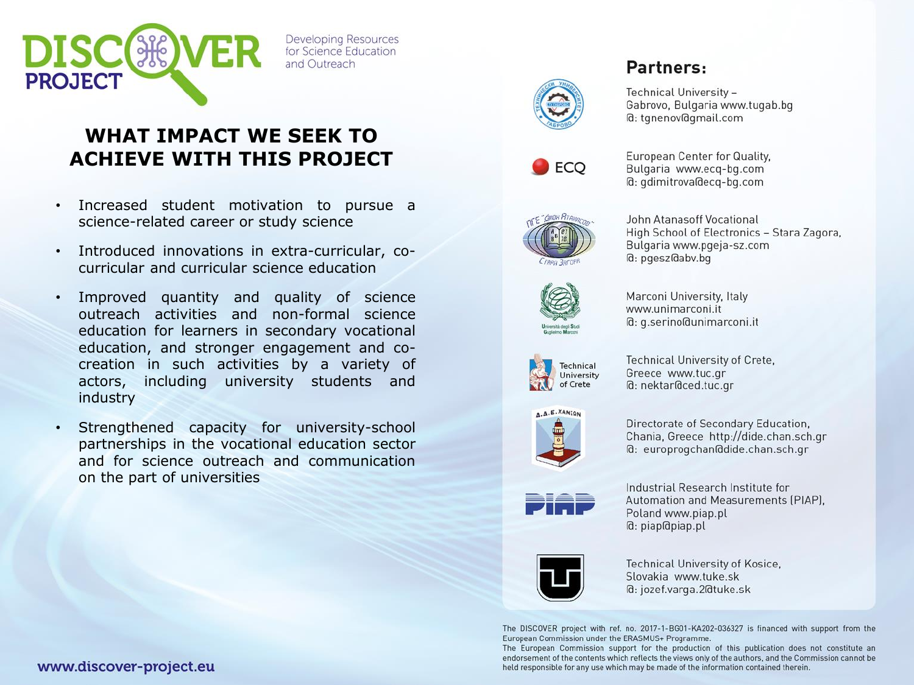# DISCOVER PROJECT

Developing Resources for Science Education and Outreach

## WHAT IMPACT WE SEEK TO ACHIEVE WITH THIS PROJECT

- Increased student motivation to pursue a science-related career or study science
- Introduced innovations in extra-curricular, co-curricular and curricular science education
- Improved quantity and quality of science outreach activities and non-formal science education for learners in secondary vocational education, and stronger engagement and co-creation in such activities by a variety of actors, including university students and industry
- Strengthened capacity for university-school partnerships in the vocational education sector and for science outreach and communication on the part of universities

www.discover-project.eu

## Partners:

Technical University – Gabrovo, Bulgaria www.tugab.bg
@: tgnenov@gmail.com

European Center for Quality, Bulgaria www.ecq-bg.com
@: gdimitrova@ecq-bg.com

John Atanasoff Vocational High School of Electronics – Stara Zagora, Bulgaria www.pgeja-sz.com
@: pgesz@abv.bg

Marconi University, Italy www.unimarconi.it
@: g.serino@unimarconi.it

Technical University of Crete, Greece www.tuc.gr
@: nektar@ced.tuc.gr

Directorate of Secondary Education, Chania, Greece http://dide.chan.sch.gr
@: europrogchan@dide.chan.sch.gr

Industrial Research Institute for Automation and Measurements (PIAP), Poland www.piap.pl
@: piap@piap.pl

Technical University of Kosice, Slovakia www.tuke.sk
@: jozef.varga.2@tuke.sk

The DISCOVER project with ref. no. 2017-1-BG01-KA202-036327 is financed with support from the European Commission under the ERASMUS+ Programme.
The European Commission support for the production of this publication does not constitute an endorsement of the contents which reflects the views only of the authors, and the Commission cannot be held responsible for any use which may be made of the information contained therein.